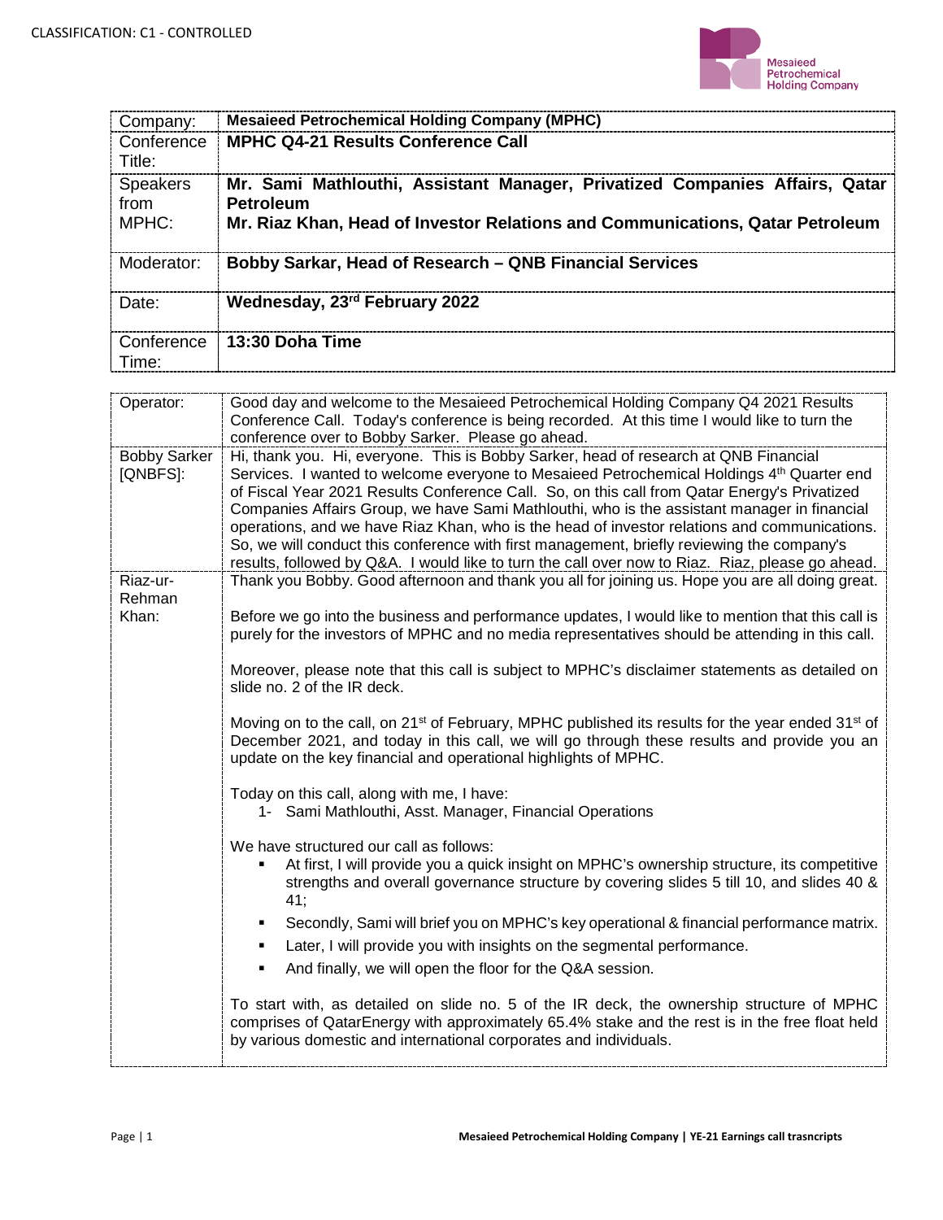CLASSIFICATION: C1 - CONTROLLED

| Company: | **Mesaieed Petrochemical Holding Company (MPHC)** |
|---|---|
| Conference Title: | **MPHC Q4-21 Results Conference Call** |
| Speakers from MPHC: | **Mr. Sami Mathlouthi, Assistant Manager, Privatized Companies Affairs, Qatar Petroleum**<br>**Mr. Riaz Khan, Head of Investor Relations and Communications, Qatar Petroleum** |
| Moderator: | **Bobby Sarkar, Head of Research – QNB Financial Services** |
| Date: | **Wednesday, 23rd February 2022** |
| Conference Time: | **13:30 Doha Time** |

| | |
|---|---|
| Operator: | Good day and welcome to the Mesaieed Petrochemical Holding Company Q4 2021 Results Conference Call. Today's conference is being recorded. At this time I would like to turn the conference over to Bobby Sarker. Please go ahead. |
| Bobby Sarker [QNBFS]: | Hi, thank you. Hi, everyone. This is Bobby Sarker, head of research at QNB Financial Services. I wanted to welcome everyone to Mesaieed Petrochemical Holdings 4th Quarter end of Fiscal Year 2021 Results Conference Call. So, on this call from Qatar Energy's Privatized Companies Affairs Group, we have Sami Mathlouthi, who is the assistant manager in financial operations, and we have Riaz Khan, who is the head of investor relations and communications. So, we will conduct this conference with first management, briefly reviewing the company's results, followed by Q&A. I would like to turn the call over now to Riaz. Riaz, please go ahead. |
| Riaz-ur-Rehman Khan: | Thank you Bobby. Good afternoon and thank you all for joining us. Hope you are all doing great.<br><br>Before we go into the business and performance updates, I would like to mention that this call is purely for the investors of MPHC and no media representatives should be attending in this call.<br><br>Moreover, please note that this call is subject to MPHC's disclaimer statements as detailed on slide no. 2 of the IR deck.<br><br>Moving on to the call, on 21st of February, MPHC published its results for the year ended 31st of December 2021, and today in this call, we will go through these results and provide you an update on the key financial and operational highlights of MPHC.<br><br>Today on this call, along with me, I have:<br>1- Sami Mathlouthi, Asst. Manager, Financial Operations<br><br>We have structured our call as follows:<br>▪ At first, I will provide you a quick insight on MPHC's ownership structure, its competitive strengths and overall governance structure by covering slides 5 till 10, and slides 40 & 41;<br>▪ Secondly, Sami will brief you on MPHC's key operational & financial performance matrix.<br>▪ Later, I will provide you with insights on the segmental performance.<br>▪ And finally, we will open the floor for the Q&A session.<br><br>To start with, as detailed on slide no. 5 of the IR deck, the ownership structure of MPHC comprises of QatarEnergy with approximately 65.4% stake and the rest is in the free float held by various domestic and international corporates and individuals. |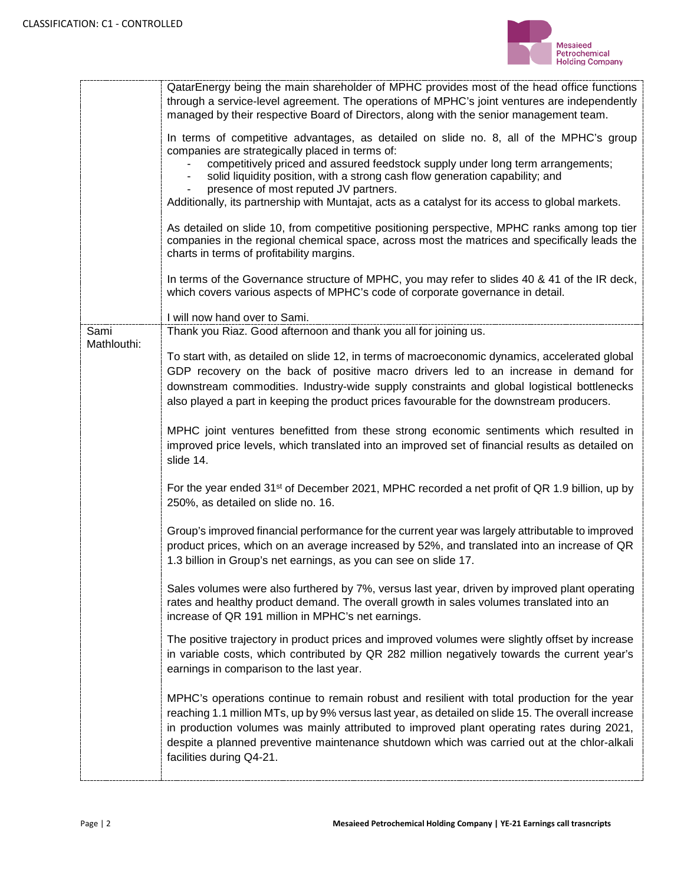| | |
|---|---|
| | QatarEnergy being the main shareholder of MPHC provides most of the head office functions through a service-level agreement. The operations of MPHC's joint ventures are independently managed by their respective Board of Directors, along with the senior management team.<br><br>In terms of competitive advantages, as detailed on slide no. 8, all of the MPHC's group companies are strategically placed in terms of:<br>- competitively priced and assured feedstock supply under long term arrangements;<br>- solid liquidity position, with a strong cash flow generation capability; and<br>- presence of most reputed JV partners.<br>Additionally, its partnership with Muntajat, acts as a catalyst for its access to global markets.<br><br>As detailed on slide 10, from competitive positioning perspective, MPHC ranks among top tier companies in the regional chemical space, across most the matrices and specifically leads the charts in terms of profitability margins.<br><br>In terms of the Governance structure of MPHC, you may refer to slides 40 & 41 of the IR deck, which covers various aspects of MPHC's code of corporate governance in detail.<br><br>I will now hand over to Sami. |
| Sami Mathlouthi: | Thank you Riaz. Good afternoon and thank you all for joining us.<br><br>To start with, as detailed on slide 12, in terms of macroeconomic dynamics, accelerated global GDP recovery on the back of positive macro drivers led to an increase in demand for downstream commodities. Industry-wide supply constraints and global logistical bottlenecks also played a part in keeping the product prices favourable for the downstream producers.<br><br>MPHC joint ventures benefitted from these strong economic sentiments which resulted in improved price levels, which translated into an improved set of financial results as detailed on slide 14.<br><br>For the year ended 31st of December 2021, MPHC recorded a net profit of QR 1.9 billion, up by 250%, as detailed on slide no. 16.<br><br>Group's improved financial performance for the current year was largely attributable to improved product prices, which on an average increased by 52%, and translated into an increase of QR 1.3 billion in Group's net earnings, as you can see on slide 17.<br><br>Sales volumes were also furthered by 7%, versus last year, driven by improved plant operating rates and healthy product demand. The overall growth in sales volumes translated into an increase of QR 191 million in MPHC's net earnings.<br><br>The positive trajectory in product prices and improved volumes were slightly offset by increase in variable costs, which contributed by QR 282 million negatively towards the current year's earnings in comparison to the last year.<br><br>MPHC's operations continue to remain robust and resilient with total production for the year reaching 1.1 million MTs, up by 9% versus last year, as detailed on slide 15. The overall increase in production volumes was mainly attributed to improved plant operating rates during 2021, despite a planned preventive maintenance shutdown which was carried out at the chlor-alkali facilities during Q4-21. |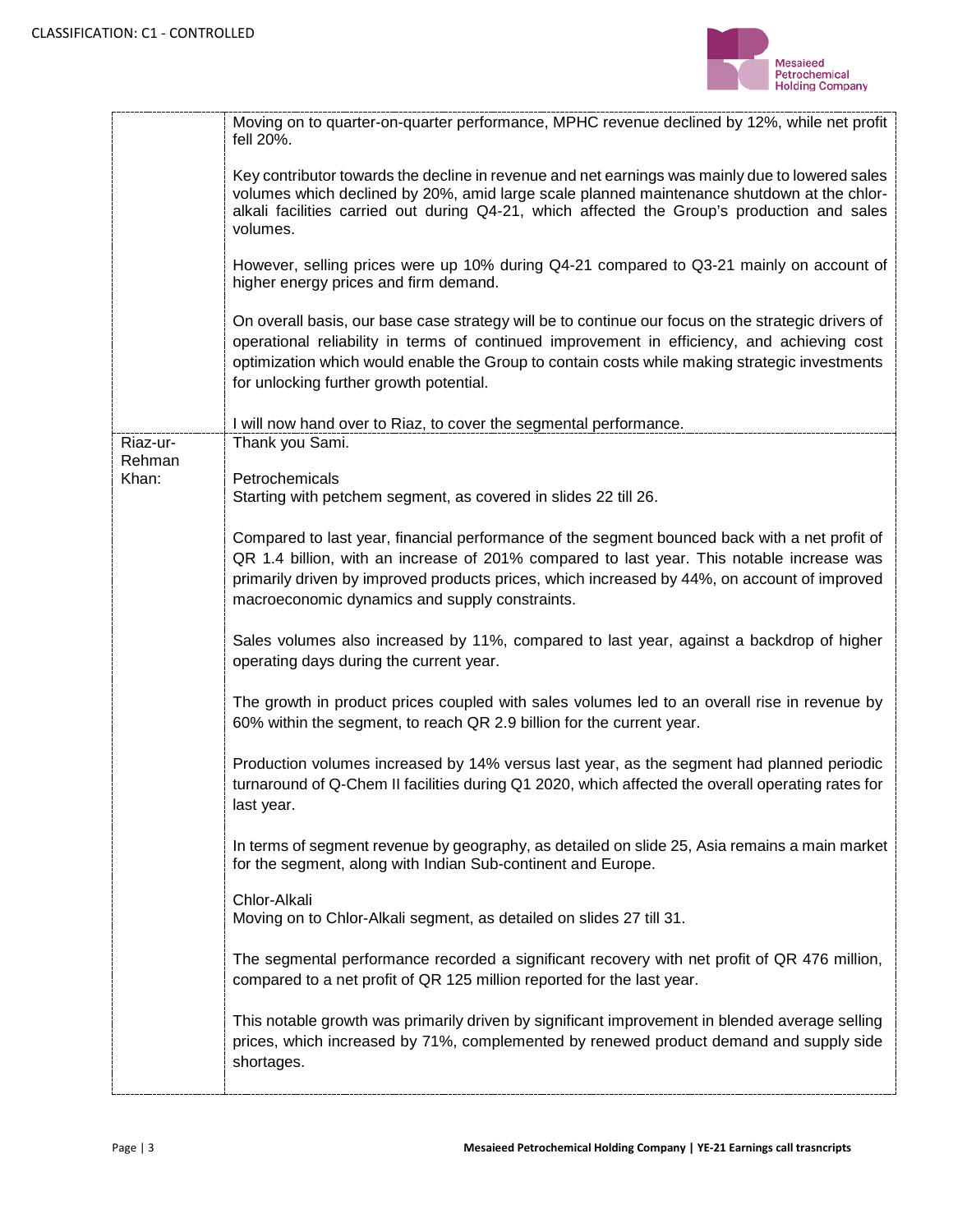| | |
|---|---|
| | Moving on to quarter-on-quarter performance, MPHC revenue declined by 12%, while net profit fell 20%.<br><br>Key contributor towards the decline in revenue and net earnings was mainly due to lowered sales volumes which declined by 20%, amid large scale planned maintenance shutdown at the chlor-alkali facilities carried out during Q4-21, which affected the Group's production and sales volumes.<br><br>However, selling prices were up 10% during Q4-21 compared to Q3-21 mainly on account of higher energy prices and firm demand.<br><br>On overall basis, our base case strategy will be to continue our focus on the strategic drivers of operational reliability in terms of continued improvement in efficiency, and achieving cost optimization which would enable the Group to contain costs while making strategic investments for unlocking further growth potential.<br><br>I will now hand over to Riaz, to cover the segmental performance. |
| Riaz-ur-Rehman Khan: | Thank you Sami.<br><br>Petrochemicals<br>Starting with petchem segment, as covered in slides 22 till 26.<br><br>Compared to last year, financial performance of the segment bounced back with a net profit of QR 1.4 billion, with an increase of 201% compared to last year. This notable increase was primarily driven by improved products prices, which increased by 44%, on account of improved macroeconomic dynamics and supply constraints.<br><br>Sales volumes also increased by 11%, compared to last year, against a backdrop of higher operating days during the current year.<br><br>The growth in product prices coupled with sales volumes led to an overall rise in revenue by 60% within the segment, to reach QR 2.9 billion for the current year.<br><br>Production volumes increased by 14% versus last year, as the segment had planned periodic turnaround of Q-Chem II facilities during Q1 2020, which affected the overall operating rates for last year.<br><br>In terms of segment revenue by geography, as detailed on slide 25, Asia remains a main market for the segment, along with Indian Sub-continent and Europe.<br><br>Chlor-Alkali<br>Moving on to Chlor-Alkali segment, as detailed on slides 27 till 31.<br><br>The segmental performance recorded a significant recovery with net profit of QR 476 million, compared to a net profit of QR 125 million reported for the last year.<br><br>This notable growth was primarily driven by significant improvement in blended average selling prices, which increased by 71%, complemented by renewed product demand and supply side shortages. |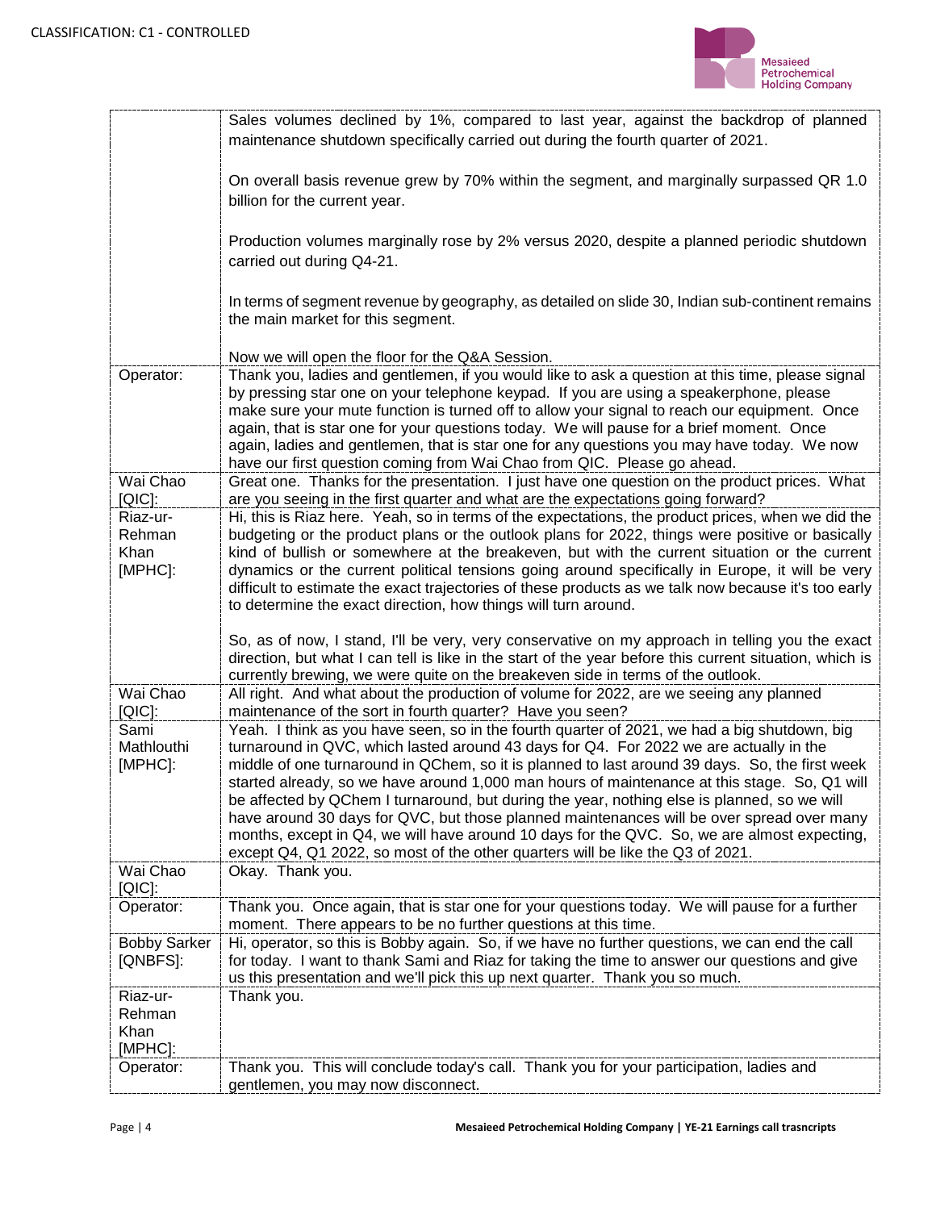| | |
|---|---|
| | Sales volumes declined by 1%, compared to last year, against the backdrop of planned maintenance shutdown specifically carried out during the fourth quarter of 2021.<br><br>On overall basis revenue grew by 70% within the segment, and marginally surpassed QR 1.0 billion for the current year.<br><br>Production volumes marginally rose by 2% versus 2020, despite a planned periodic shutdown carried out during Q4-21.<br><br>In terms of segment revenue by geography, as detailed on slide 30, Indian sub-continent remains the main market for this segment.<br><br>Now we will open the floor for the Q&A Session. |
| Operator: | Thank you, ladies and gentlemen, if you would like to ask a question at this time, please signal by pressing star one on your telephone keypad. If you are using a speakerphone, please make sure your mute function is turned off to allow your signal to reach our equipment. Once again, that is star one for your questions today. We will pause for a brief moment. Once again, ladies and gentlemen, that is star one for any questions you may have today. We now have our first question coming from Wai Chao from QIC. Please go ahead. |
| Wai Chao [QIC]: | Great one. Thanks for the presentation. I just have one question on the product prices. What are you seeing in the first quarter and what are the expectations going forward? |
| Riaz-ur-Rehman Khan [MPHC]: | Hi, this is Riaz here. Yeah, so in terms of the expectations, the product prices, when we did the budgeting or the product plans or the outlook plans for 2022, things were positive or basically kind of bullish or somewhere at the breakeven, but with the current situation or the current dynamics or the current political tensions going around specifically in Europe, it will be very difficult to estimate the exact trajectories of these products as we talk now because it's too early to determine the exact direction, how things will turn around.<br><br>So, as of now, I stand, I'll be very, very conservative on my approach in telling you the exact direction, but what I can tell is like in the start of the year before this current situation, which is currently brewing, we were quite on the breakeven side in terms of the outlook. |
| Wai Chao [QIC]: | All right. And what about the production of volume for 2022, are we seeing any planned maintenance of the sort in fourth quarter? Have you seen? |
| Sami Mathlouthi [MPHC]: | Yeah. I think as you have seen, so in the fourth quarter of 2021, we had a big shutdown, big turnaround in QVC, which lasted around 43 days for Q4. For 2022 we are actually in the middle of one turnaround in QChem, so it is planned to last around 39 days. So, the first week started already, so we have around 1,000 man hours of maintenance at this stage. So, Q1 will be affected by QChem I turnaround, but during the year, nothing else is planned, so we will have around 30 days for QVC, but those planned maintenances will be over spread over many months, except in Q4, we will have around 10 days for the QVC. So, we are almost expecting, except Q4, Q1 2022, so most of the other quarters will be like the Q3 of 2021. |
| Wai Chao [QIC]: | Okay. Thank you. |
| Operator: | Thank you. Once again, that is star one for your questions today. We will pause for a further moment. There appears to be no further questions at this time. |
| Bobby Sarker [QNBFS]: | Hi, operator, so this is Bobby again. So, if we have no further questions, we can end the call for today. I want to thank Sami and Riaz for taking the time to answer our questions and give us this presentation and we'll pick this up next quarter. Thank you so much. |
| Riaz-ur-Rehman Khan [MPHC]: | Thank you. |
| Operator: | Thank you. This will conclude today's call. Thank you for your participation, ladies and gentlemen, you may now disconnect. |